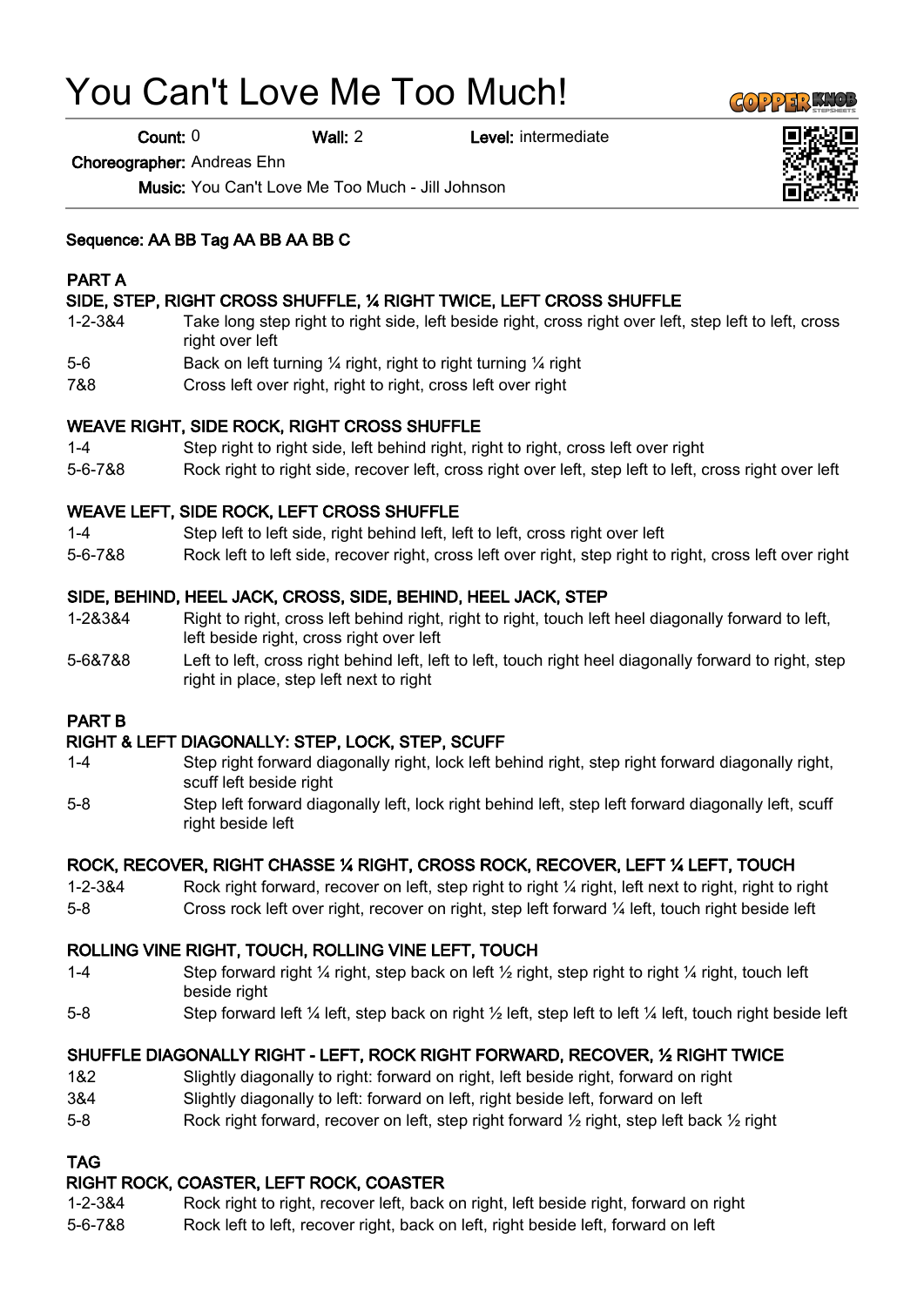# You Can't Love Me Too Much!

**Count:** 0 **Wall:** 2 **Level:** intermediate

**Choreographer:** Andreas Ehn

**Music:** You Can't Love Me Too Much - Jill Johnson

**Sequence: AA BB Tag AA BB AA BB C**

## PART A

### SIDE, STEP, RIGHT CROSS SHUFFLE, ¼ RIGHT TWICE, LEFT CROSS SHUFFLE

| | |
|---|---|
| 1-2-3&4 | Take long step right to right side, left beside right, cross right over left, step left to left, cross right over left |
| 5-6 | Back on left turning ¼ right, right to right turning ¼ right |
| 7&8 | Cross left over right, right to right, cross left over right |

### WEAVE RIGHT, SIDE ROCK, RIGHT CROSS SHUFFLE

| | |
|---|---|
| 1-4 | Step right to right side, left behind right, right to right, cross left over right |
| 5-6-7&8 | Rock right to right side, recover left, cross right over left, step left to left, cross right over left |

### WEAVE LEFT, SIDE ROCK, LEFT CROSS SHUFFLE

| | |
|---|---|
| 1-4 | Step left to left side, right behind left, left to left, cross right over left |
| 5-6-7&8 | Rock left to left side, recover right, cross left over right, step right to right, cross left over right |

### SIDE, BEHIND, HEEL JACK, CROSS, SIDE, BEHIND, HEEL JACK, STEP

| | |
|---|---|
| 1-2&3&4 | Right to right, cross left behind right, right to right, touch left heel diagonally forward to left, left beside right, cross right over left |
| 5-6&7&8 | Left to left, cross right behind left, left to left, touch right heel diagonally forward to right, step right in place, step left next to right |

## PART B

### RIGHT & LEFT DIAGONALLY: STEP, LOCK, STEP, SCUFF

| | |
|---|---|
| 1-4 | Step right forward diagonally right, lock left behind right, step right forward diagonally right, scuff left beside right |
| 5-8 | Step left forward diagonally left, lock right behind left, step left forward diagonally left, scuff right beside left |

### ROCK, RECOVER, RIGHT CHASSE ¼ RIGHT, CROSS ROCK, RECOVER, LEFT ¼ LEFT, TOUCH

| | |
|---|---|
| 1-2-3&4 | Rock right forward, recover on left, step right to right ¼ right, left next to right, right to right |
| 5-8 | Cross rock left over right, recover on right, step left forward ¼ left, touch right beside left |

### ROLLING VINE RIGHT, TOUCH, ROLLING VINE LEFT, TOUCH

| | |
|---|---|
| 1-4 | Step forward right ¼ right, step back on left ½ right, step right to right ¼ right, touch left beside right |
| 5-8 | Step forward left ¼ left, step back on right ½ left, step left to left ¼ left, touch right beside left |

### SHUFFLE DIAGONALLY RIGHT - LEFT, ROCK RIGHT FORWARD, RECOVER, ½ RIGHT TWICE

| | |
|---|---|
| 1&2 | Slightly diagonally to right: forward on right, left beside right, forward on right |
| 3&4 | Slightly diagonally to left: forward on left, right beside left, forward on left |
| 5-8 | Rock right forward, recover on left, step right forward ½ right, step left back ½ right |

## TAG

### RIGHT ROCK, COASTER, LEFT ROCK, COASTER

| | |
|---|---|
| 1-2-3&4 | Rock right to right, recover left, back on right, left beside right, forward on right |
| 5-6-7&8 | Rock left to left, recover right, back on left, right beside left, forward on left |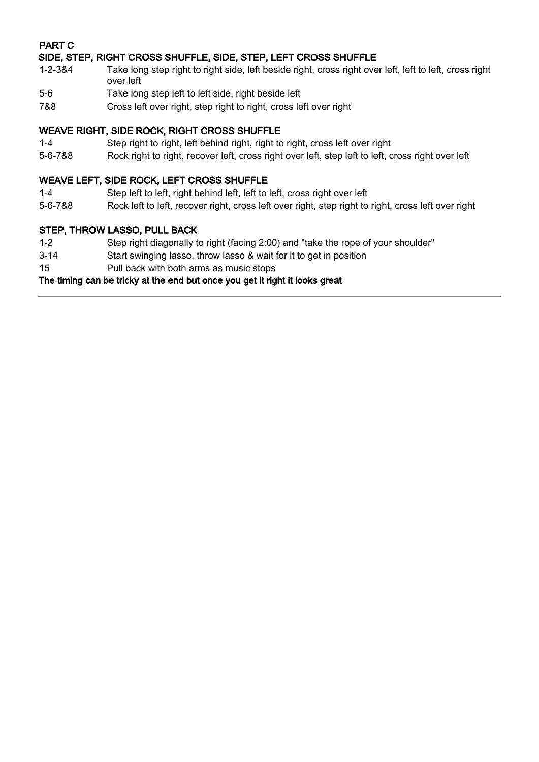**PART C**

**SIDE, STEP, RIGHT CROSS SHUFFLE, SIDE, STEP, LEFT CROSS SHUFFLE**

| | |
|---|---|
| 1-2-3&4 | Take long step right to right side, left beside right, cross right over left, left to left, cross right over left |
| 5-6 | Take long step left to left side, right beside left |
| 7&8 | Cross left over right, step right to right, cross left over right |

**WEAVE RIGHT, SIDE ROCK, RIGHT CROSS SHUFFLE**

| | |
|---|---|
| 1-4 | Step right to right, left behind right, right to right, cross left over right |
| 5-6-7&8 | Rock right to right, recover left, cross right over left, step left to left, cross right over left |

**WEAVE LEFT, SIDE ROCK, LEFT CROSS SHUFFLE**

| | |
|---|---|
| 1-4 | Step left to left, right behind left, left to left, cross right over left |
| 5-6-7&8 | Rock left to left, recover right, cross left over right, step right to right, cross left over right |

**STEP, THROW LASSO, PULL BACK**

| | |
|---|---|
| 1-2 | Step right diagonally to right (facing 2:00) and "take the rope of your shoulder" |
| 3-14 | Start swinging lasso, throw lasso & wait for it to get in position |
| 15 | Pull back with both arms as music stops |

**The timing can be tricky at the end but once you get it right it looks great**